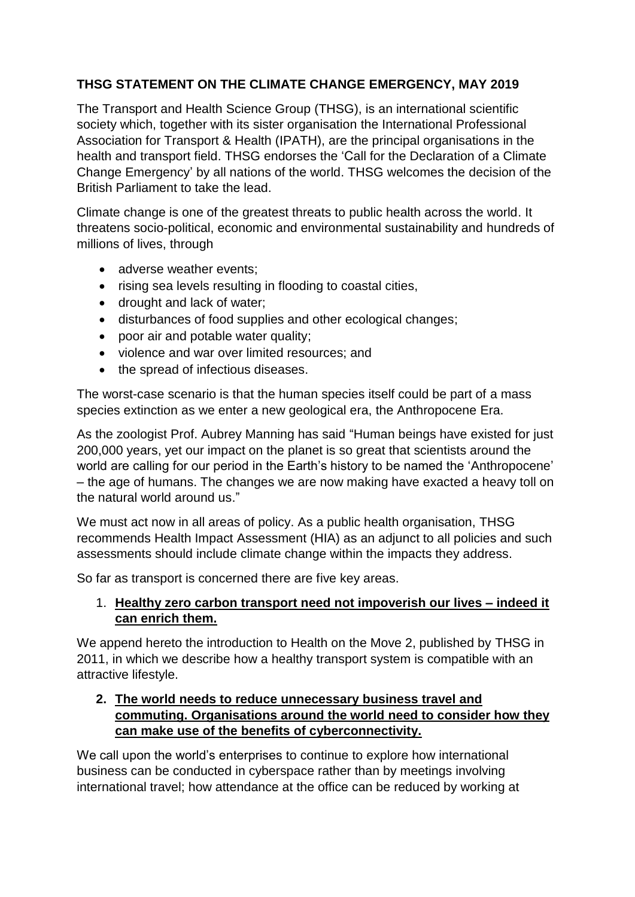# THSG STATEMENT ON THE CLIMATE CHANGE EMERGENCY, MAY 2019

The Transport and Health Science Group (THSG), is an international scientific society which, together with its sister organisation the International Professional Association for Transport & Health (IPATH), are the principal organisations in the health and transport field. THSG endorses the 'Call for the Declaration of a Climate Change Emergency' by all nations of the world. THSG welcomes the decision of the British Parliament to take the lead.

Climate change is one of the greatest threats to public health across the world. It threatens socio-political, economic and environmental sustainability and hundreds of millions of lives, through

- adverse weather events;
- rising sea levels resulting in flooding to coastal cities,
- drought and lack of water;
- disturbances of food supplies and other ecological changes;
- poor air and potable water quality;
- violence and war over limited resources; and
- the spread of infectious diseases.

The worst-case scenario is that the human species itself could be part of a mass species extinction as we enter a new geological era, the Anthropocene Era.

As the zoologist Prof. Aubrey Manning has said "Human beings have existed for just 200,000 years, yet our impact on the planet is so great that scientists around the world are calling for our period in the Earth's history to be named the 'Anthropocene' – the age of humans. The changes we are now making have exacted a heavy toll on the natural world around us."

We must act now in all areas of policy. As a public health organisation, THSG recommends Health Impact Assessment (HIA) as an adjunct to all policies and such assessments should include climate change within the impacts they address.

So far as transport is concerned there are five key areas.

1. **Healthy zero carbon transport need not impoverish our lives – indeed it can enrich them.**

We append hereto the introduction to Health on the Move 2, published by THSG in 2011, in which we describe how a healthy transport system is compatible with an attractive lifestyle.

2. **The world needs to reduce unnecessary business travel and commuting. Organisations around the world need to consider how they can make use of the benefits of cyberconnectivity.**

We call upon the world's enterprises to continue to explore how international business can be conducted in cyberspace rather than by meetings involving international travel; how attendance at the office can be reduced by working at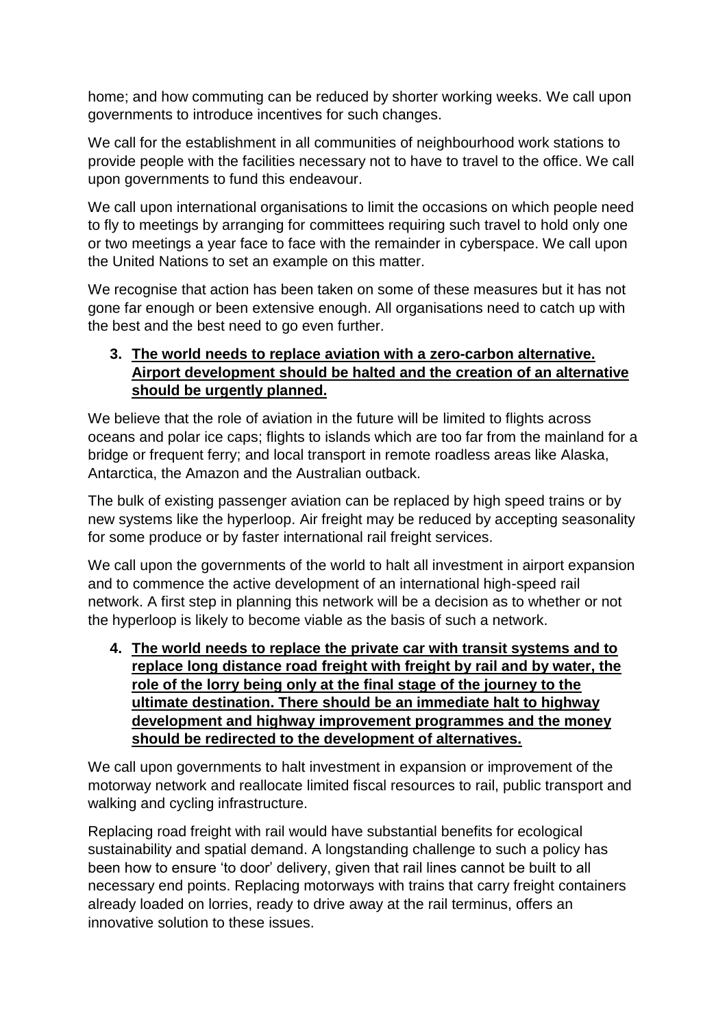home; and how commuting can be reduced by shorter working weeks. We call upon governments to introduce incentives for such changes.

We call for the establishment in all communities of neighbourhood work stations to provide people with the facilities necessary not to have to travel to the office. We call upon governments to fund this endeavour.

We call upon international organisations to limit the occasions on which people need to fly to meetings by arranging for committees requiring such travel to hold only one or two meetings a year face to face with the remainder in cyberspace. We call upon the United Nations to set an example on this matter.

We recognise that action has been taken on some of these measures but it has not gone far enough or been extensive enough. All organisations need to catch up with the best and the best need to go even further.

3. **<u>The world needs to replace aviation with a zero-carbon alternative. Airport development should be halted and the creation of an alternative should be urgently planned.</u>**

We believe that the role of aviation in the future will be limited to flights across oceans and polar ice caps; flights to islands which are too far from the mainland for a bridge or frequent ferry; and local transport in remote roadless areas like Alaska, Antarctica, the Amazon and the Australian outback.

The bulk of existing passenger aviation can be replaced by high speed trains or by new systems like the hyperloop. Air freight may be reduced by accepting seasonality for some produce or by faster international rail freight services.

We call upon the governments of the world to halt all investment in airport expansion and to commence the active development of an international high-speed rail network. A first step in planning this network will be a decision as to whether or not the hyperloop is likely to become viable as the basis of such a network.

4. **<u>The world needs to replace the private car with transit systems and to replace long distance road freight with freight by rail and by water, the role of the lorry being only at the final stage of the journey to the ultimate destination. There should be an immediate halt to highway development and highway improvement programmes and the money should be redirected to the development of alternatives.</u>**

We call upon governments to halt investment in expansion or improvement of the motorway network and reallocate limited fiscal resources to rail, public transport and walking and cycling infrastructure.

Replacing road freight with rail would have substantial benefits for ecological sustainability and spatial demand. A longstanding challenge to such a policy has been how to ensure 'to door' delivery, given that rail lines cannot be built to all necessary end points. Replacing motorways with trains that carry freight containers already loaded on lorries, ready to drive away at the rail terminus, offers an innovative solution to these issues.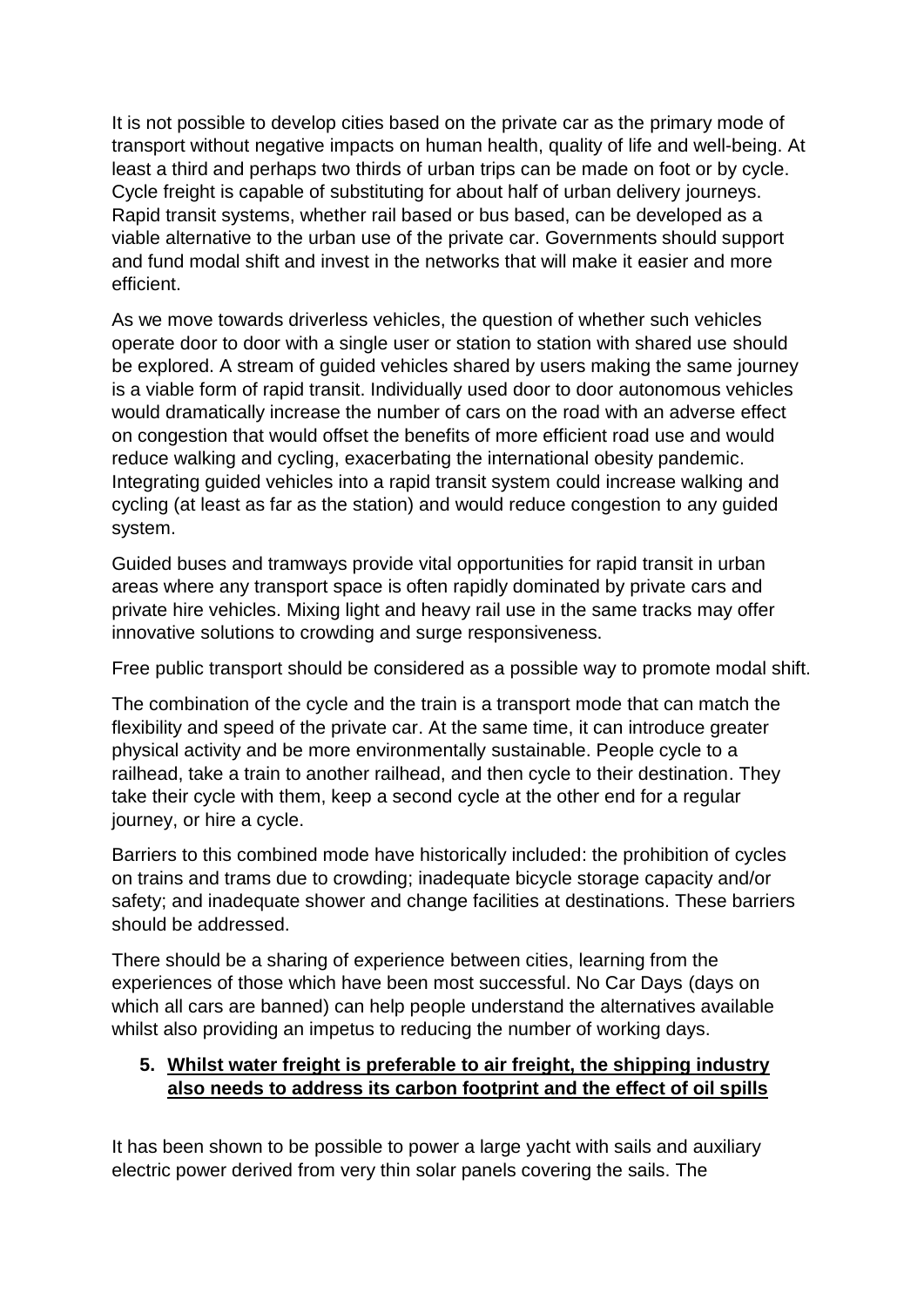It is not possible to develop cities based on the private car as the primary mode of transport without negative impacts on human health, quality of life and well-being. At least a third and perhaps two thirds of urban trips can be made on foot or by cycle. Cycle freight is capable of substituting for about half of urban delivery journeys. Rapid transit systems, whether rail based or bus based, can be developed as a viable alternative to the urban use of the private car. Governments should support and fund modal shift and invest in the networks that will make it easier and more efficient.

As we move towards driverless vehicles, the question of whether such vehicles operate door to door with a single user or station to station with shared use should be explored. A stream of guided vehicles shared by users making the same journey is a viable form of rapid transit. Individually used door to door autonomous vehicles would dramatically increase the number of cars on the road with an adverse effect on congestion that would offset the benefits of more efficient road use and would reduce walking and cycling, exacerbating the international obesity pandemic. Integrating guided vehicles into a rapid transit system could increase walking and cycling (at least as far as the station) and would reduce congestion to any guided system.

Guided buses and tramways provide vital opportunities for rapid transit in urban areas where any transport space is often rapidly dominated by private cars and private hire vehicles. Mixing light and heavy rail use in the same tracks may offer innovative solutions to crowding and surge responsiveness.

Free public transport should be considered as a possible way to promote modal shift.

The combination of the cycle and the train is a transport mode that can match the flexibility and speed of the private car. At the same time, it can introduce greater physical activity and be more environmentally sustainable. People cycle to a railhead, take a train to another railhead, and then cycle to their destination. They take their cycle with them, keep a second cycle at the other end for a regular journey, or hire a cycle.

Barriers to this combined mode have historically included: the prohibition of cycles on trains and trams due to crowding; inadequate bicycle storage capacity and/or safety; and inadequate shower and change facilities at destinations. These barriers should be addressed.

There should be a sharing of experience between cities, learning from the experiences of those which have been most successful. No Car Days (days on which all cars are banned) can help people understand the alternatives available whilst also providing an impetus to reducing the number of working days.

5. **<u>Whilst water freight is preferable to air freight, the shipping industry also needs to address its carbon footprint and the effect of oil spills</u>**

It has been shown to be possible to power a large yacht with sails and auxiliary electric power derived from very thin solar panels covering the sails. The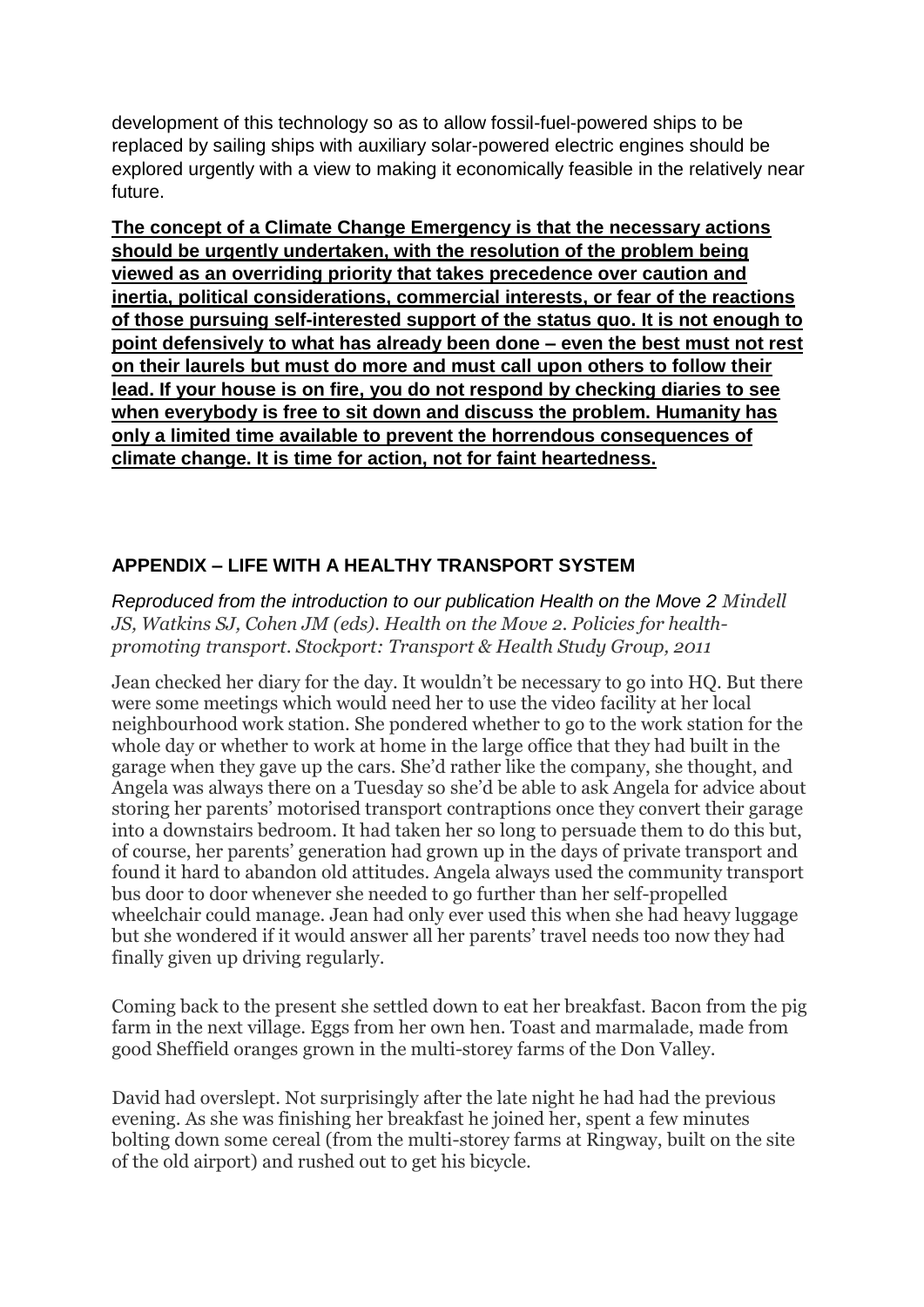development of this technology so as to allow fossil-fuel-powered ships to be replaced by sailing ships with auxiliary solar-powered electric engines should be explored urgently with a view to making it economically feasible in the relatively near future.

**The concept of a Climate Change Emergency is that the necessary actions should be urgently undertaken, with the resolution of the problem being viewed as an overriding priority that takes precedence over caution and inertia, political considerations, commercial interests, or fear of the reactions of those pursuing self-interested support of the status quo. It is not enough to point defensively to what has already been done – even the best must not rest on their laurels but must do more and must call upon others to follow their lead. If your house is on fire, you do not respond by checking diaries to see when everybody is free to sit down and discuss the problem. Humanity has only a limited time available to prevent the horrendous consequences of climate change. It is time for action, not for faint heartedness.**

## APPENDIX – LIFE WITH A HEALTHY TRANSPORT SYSTEM

*Reproduced from the introduction to our publication Health on the Move 2 Mindell JS, Watkins SJ, Cohen JM (eds). Health on the Move 2. Policies for health-promoting transport. Stockport: Transport & Health Study Group, 2011*

Jean checked her diary for the day. It wouldn't be necessary to go into HQ. But there were some meetings which would need her to use the video facility at her local neighbourhood work station. She pondered whether to go to the work station for the whole day or whether to work at home in the large office that they had built in the garage when they gave up the cars. She'd rather like the company, she thought, and Angela was always there on a Tuesday so she'd be able to ask Angela for advice about storing her parents' motorised transport contraptions once they convert their garage into a downstairs bedroom. It had taken her so long to persuade them to do this but, of course, her parents' generation had grown up in the days of private transport and found it hard to abandon old attitudes. Angela always used the community transport bus door to door whenever she needed to go further than her self-propelled wheelchair could manage. Jean had only ever used this when she had heavy luggage but she wondered if it would answer all her parents' travel needs too now they had finally given up driving regularly.

Coming back to the present she settled down to eat her breakfast. Bacon from the pig farm in the next village. Eggs from her own hen. Toast and marmalade, made from good Sheffield oranges grown in the multi-storey farms of the Don Valley.

David had overslept. Not surprisingly after the late night he had had the previous evening. As she was finishing her breakfast he joined her, spent a few minutes bolting down some cereal (from the multi-storey farms at Ringway, built on the site of the old airport) and rushed out to get his bicycle.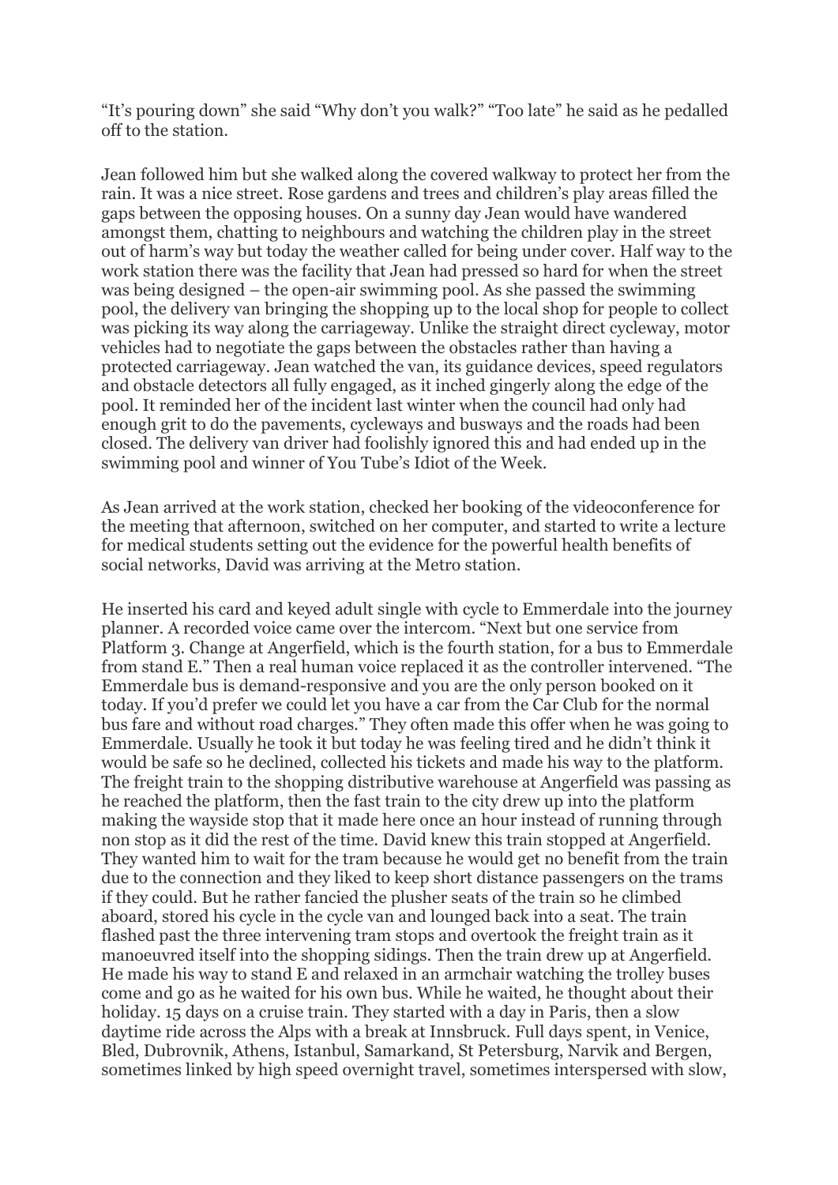"It's pouring down" she said "Why don't you walk?" "Too late" he said as he pedalled off to the station.

Jean followed him but she walked along the covered walkway to protect her from the rain. It was a nice street. Rose gardens and trees and children's play areas filled the gaps between the opposing houses. On a sunny day Jean would have wandered amongst them, chatting to neighbours and watching the children play in the street out of harm's way but today the weather called for being under cover. Half way to the work station there was the facility that Jean had pressed so hard for when the street was being designed – the open-air swimming pool. As she passed the swimming pool, the delivery van bringing the shopping up to the local shop for people to collect was picking its way along the carriageway. Unlike the straight direct cycleway, motor vehicles had to negotiate the gaps between the obstacles rather than having a protected carriageway. Jean watched the van, its guidance devices, speed regulators and obstacle detectors all fully engaged, as it inched gingerly along the edge of the pool. It reminded her of the incident last winter when the council had only had enough grit to do the pavements, cycleways and busways and the roads had been closed. The delivery van driver had foolishly ignored this and had ended up in the swimming pool and winner of You Tube's Idiot of the Week.

As Jean arrived at the work station, checked her booking of the videoconference for the meeting that afternoon, switched on her computer, and started to write a lecture for medical students setting out the evidence for the powerful health benefits of social networks, David was arriving at the Metro station.

He inserted his card and keyed adult single with cycle to Emmerdale into the journey planner. A recorded voice came over the intercom. "Next but one service from Platform 3. Change at Angerfield, which is the fourth station, for a bus to Emmerdale from stand E." Then a real human voice replaced it as the controller intervened. "The Emmerdale bus is demand-responsive and you are the only person booked on it today. If you'd prefer we could let you have a car from the Car Club for the normal bus fare and without road charges." They often made this offer when he was going to Emmerdale. Usually he took it but today he was feeling tired and he didn't think it would be safe so he declined, collected his tickets and made his way to the platform. The freight train to the shopping distributive warehouse at Angerfield was passing as he reached the platform, then the fast train to the city drew up into the platform making the wayside stop that it made here once an hour instead of running through non stop as it did the rest of the time. David knew this train stopped at Angerfield. They wanted him to wait for the tram because he would get no benefit from the train due to the connection and they liked to keep short distance passengers on the trams if they could. But he rather fancied the plusher seats of the train so he climbed aboard, stored his cycle in the cycle van and lounged back into a seat. The train flashed past the three intervening tram stops and overtook the freight train as it manoeuvred itself into the shopping sidings. Then the train drew up at Angerfield. He made his way to stand E and relaxed in an armchair watching the trolley buses come and go as he waited for his own bus. While he waited, he thought about their holiday. 15 days on a cruise train. They started with a day in Paris, then a slow daytime ride across the Alps with a break at Innsbruck. Full days spent, in Venice, Bled, Dubrovnik, Athens, Istanbul, Samarkand, St Petersburg, Narvik and Bergen, sometimes linked by high speed overnight travel, sometimes interspersed with slow,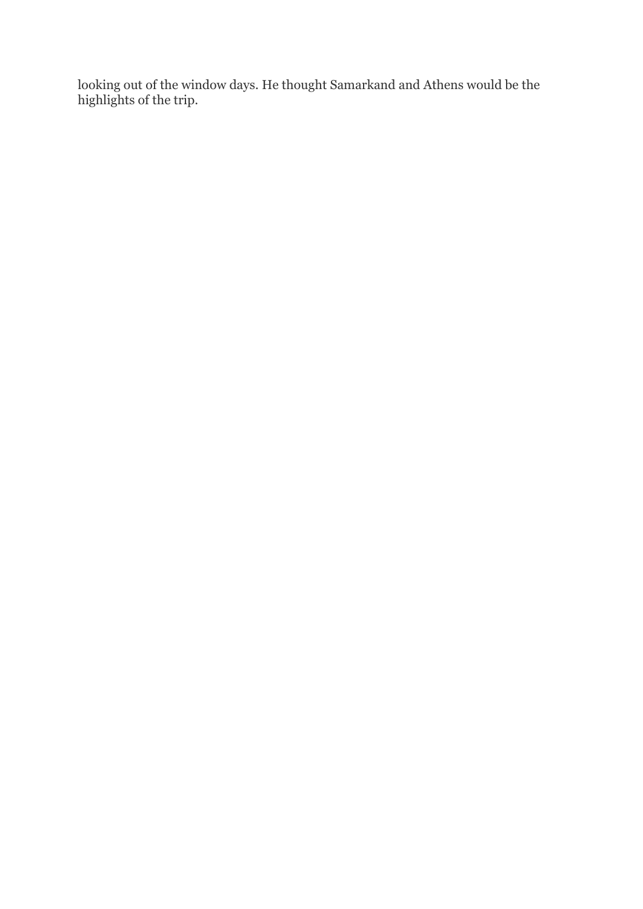looking out of the window days. He thought Samarkand and Athens would be the highlights of the trip.